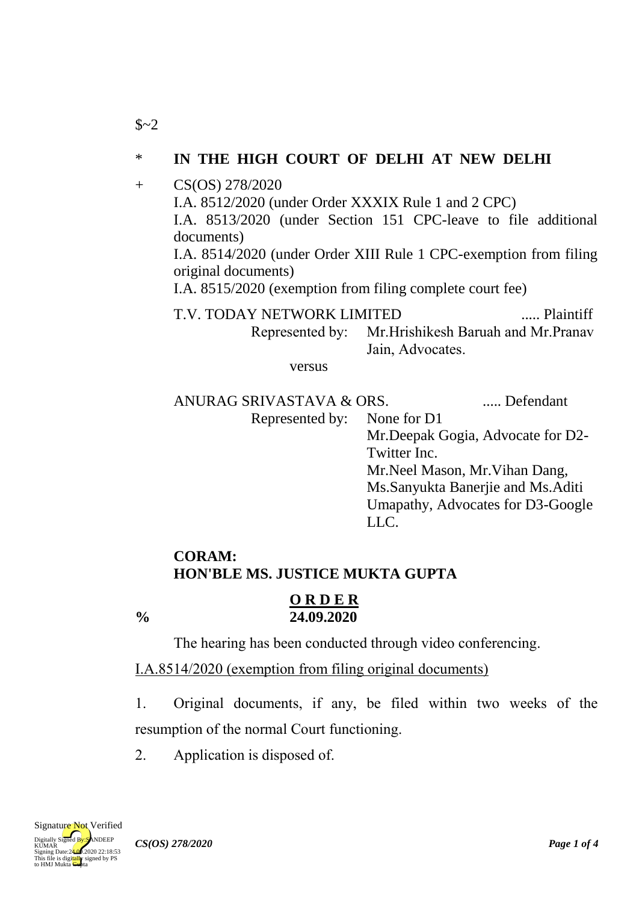$~2

\* **IN THE HIGH COURT OF DELHI AT NEW DELHI**

\+ CS(OS) 278/2020

I.A. 8512/2020 (under Order XXXIX Rule 1 and 2 CPC)

I.A. 8513/2020 (under Section 151 CPC-leave to file additional documents)

I.A. 8514/2020 (under Order XIII Rule 1 CPC-exemption from filing original documents)

I.A. 8515/2020 (exemption from filing complete court fee)

T.V. TODAY NETWORK LIMITED ..... Plaintiff

Represented by: Mr.Hrishikesh Baruah and Mr.Pranav Jain, Advocates.

versus

ANURAG SRIVASTAVA & ORS. ..... Defendant

Represented by: None for D1

Mr.Deepak Gogia, Advocate for D2-Twitter Inc.

Mr.Neel Mason, Mr.Vihan Dang, Ms.Sanyukta Banerjie and Ms.Aditi Umapathy, Advocates for D3-Google LLC.

**CORAM:**
**HON'BLE MS. JUSTICE MUKTA GUPTA**

**O R D E R**

**%** **24.09.2020**

The hearing has been conducted through video conferencing.

I.A.8514/2020 (exemption from filing original documents)

1. Original documents, if any, be filed within two weeks of the resumption of the normal Court functioning.

2. Application is disposed of.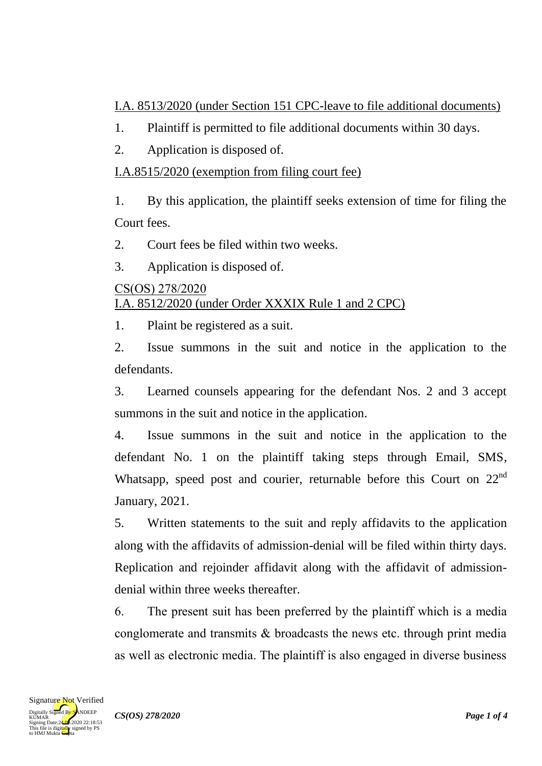I.A. 8513/2020 (under Section 151 CPC-leave to file additional documents)

1. Plaintiff is permitted to file additional documents within 30 days.

2. Application is disposed of.

I.A.8515/2020 (exemption from filing court fee)

1. By this application, the plaintiff seeks extension of time for filing the Court fees.

2. Court fees be filed within two weeks.

3. Application is disposed of.

CS(OS) 278/2020
I.A. 8512/2020 (under Order XXXIX Rule 1 and 2 CPC)

1. Plaint be registered as a suit.

2. Issue summons in the suit and notice in the application to the defendants.

3. Learned counsels appearing for the defendant Nos. 2 and 3 accept summons in the suit and notice in the application.

4. Issue summons in the suit and notice in the application to the defendant No. 1 on the plaintiff taking steps through Email, SMS, Whatsapp, speed post and courier, returnable before this Court on 22nd January, 2021.

5. Written statements to the suit and reply affidavits to the application along with the affidavits of admission-denial will be filed within thirty days. Replication and rejoinder affidavit along with the affidavit of admission-denial within three weeks thereafter.

6. The present suit has been preferred by the plaintiff which is a media conglomerate and transmits & broadcasts the news etc. through print media as well as electronic media. The plaintiff is also engaged in diverse business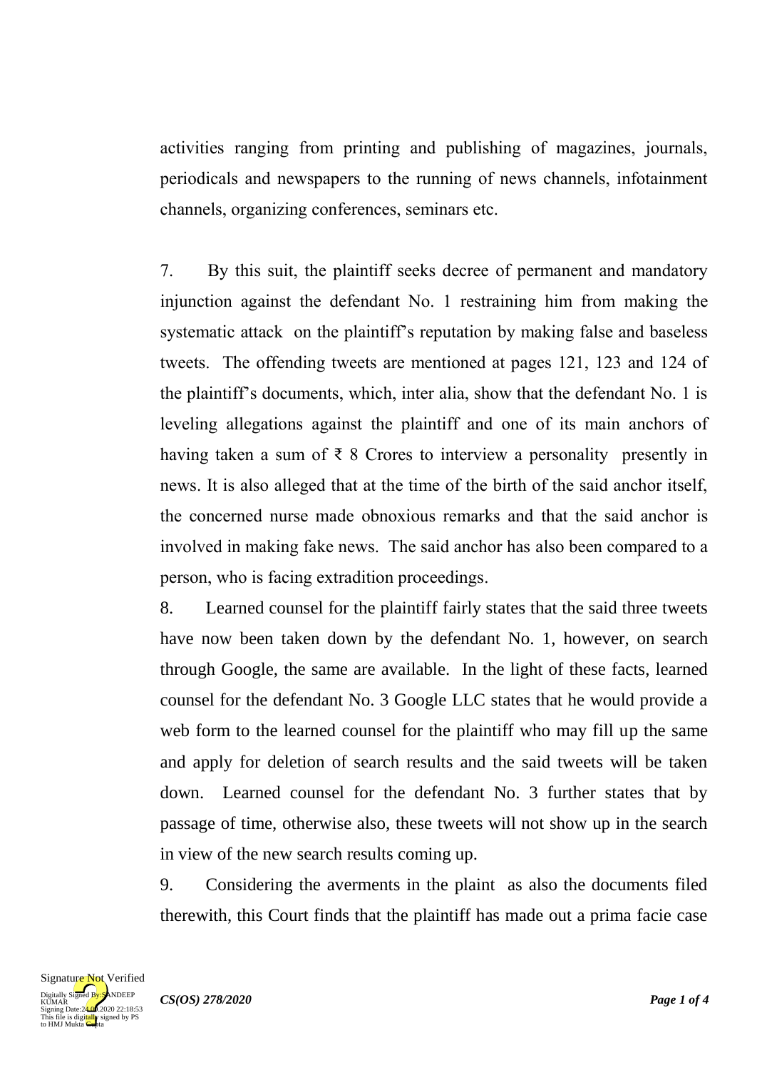activities ranging from printing and publishing of magazines, journals, periodicals and newspapers to the running of news channels, infotainment channels, organizing conferences, seminars etc.

7. By this suit, the plaintiff seeks decree of permanent and mandatory injunction against the defendant No. 1 restraining him from making the systematic attack on the plaintiff's reputation by making false and baseless tweets. The offending tweets are mentioned at pages 121, 123 and 124 of the plaintiff's documents, which, inter alia, show that the defendant No. 1 is leveling allegations against the plaintiff and one of its main anchors of having taken a sum of ₹ 8 Crores to interview a personality presently in news. It is also alleged that at the time of the birth of the said anchor itself, the concerned nurse made obnoxious remarks and that the said anchor is involved in making fake news. The said anchor has also been compared to a person, who is facing extradition proceedings.

8. Learned counsel for the plaintiff fairly states that the said three tweets have now been taken down by the defendant No. 1, however, on search through Google, the same are available. In the light of these facts, learned counsel for the defendant No. 3 Google LLC states that he would provide a web form to the learned counsel for the plaintiff who may fill up the same and apply for deletion of search results and the said tweets will be taken down. Learned counsel for the defendant No. 3 further states that by passage of time, otherwise also, these tweets will not show up in the search in view of the new search results coming up.

9. Considering the averments in the plaint as also the documents filed therewith, this Court finds that the plaintiff has made out a prima facie case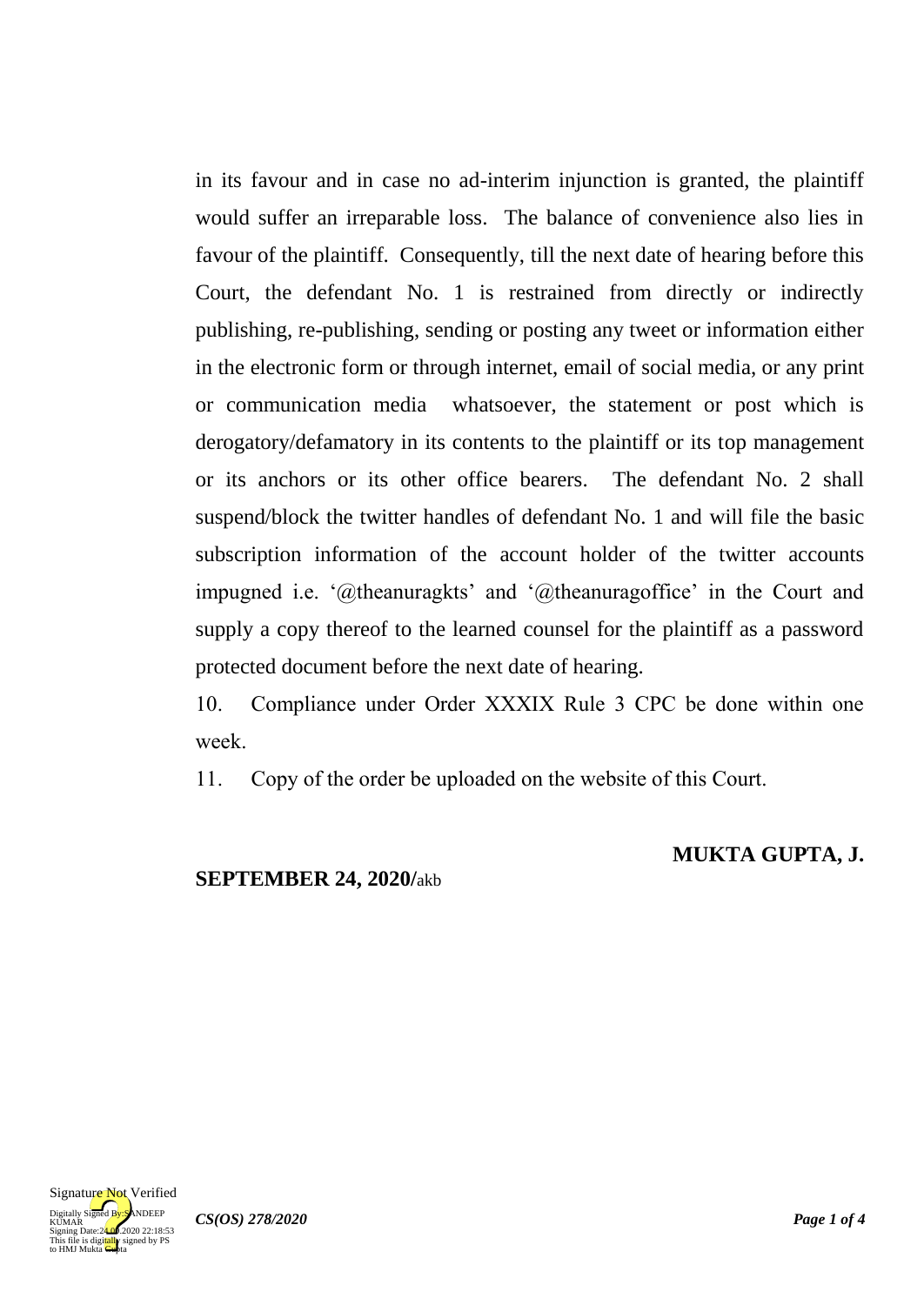in its favour and in case no ad-interim injunction is granted, the plaintiff would suffer an irreparable loss. The balance of convenience also lies in favour of the plaintiff. Consequently, till the next date of hearing before this Court, the defendant No. 1 is restrained from directly or indirectly publishing, re-publishing, sending or posting any tweet or information either in the electronic form or through internet, email of social media, or any print or communication media whatsoever, the statement or post which is derogatory/defamatory in its contents to the plaintiff or its top management or its anchors or its other office bearers. The defendant No. 2 shall suspend/block the twitter handles of defendant No. 1 and will file the basic subscription information of the account holder of the twitter accounts impugned i.e. '@theanuragkts' and '@theanuragoffice' in the Court and supply a copy thereof to the learned counsel for the plaintiff as a password protected document before the next date of hearing.

10. Compliance under Order XXXIX Rule 3 CPC be done within one week.

11. Copy of the order be uploaded on the website of this Court.

**MUKTA GUPTA, J.**

**SEPTEMBER 24, 2020/**akb